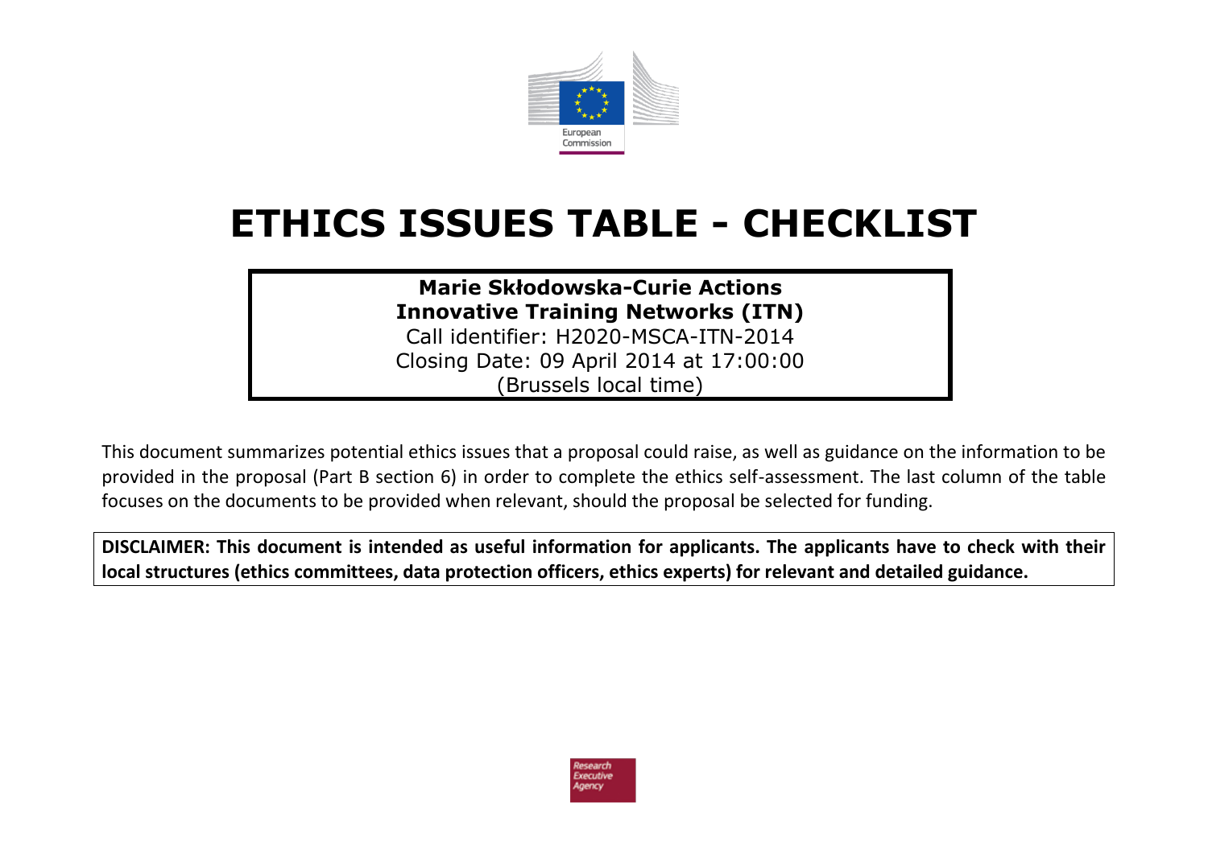# ETHICS ISSUES TABLE - CHECKLIST

**Marie Skłodowska-Curie Actions**
**Innovative Training Networks (ITN)**
Call identifier: H2020-MSCA-ITN-2014
Closing Date: 09 April 2014 at 17:00:00
(Brussels local time)

This document summarizes potential ethics issues that a proposal could raise, as well as guidance on the information to be provided in the proposal (Part B section 6) in order to complete the ethics self-assessment. The last column of the table focuses on the documents to be provided when relevant, should the proposal be selected for funding.

**DISCLAIMER: This document is intended as useful information for applicants. The applicants have to check with their local structures (ethics committees, data protection officers, ethics experts) for relevant and detailed guidance.**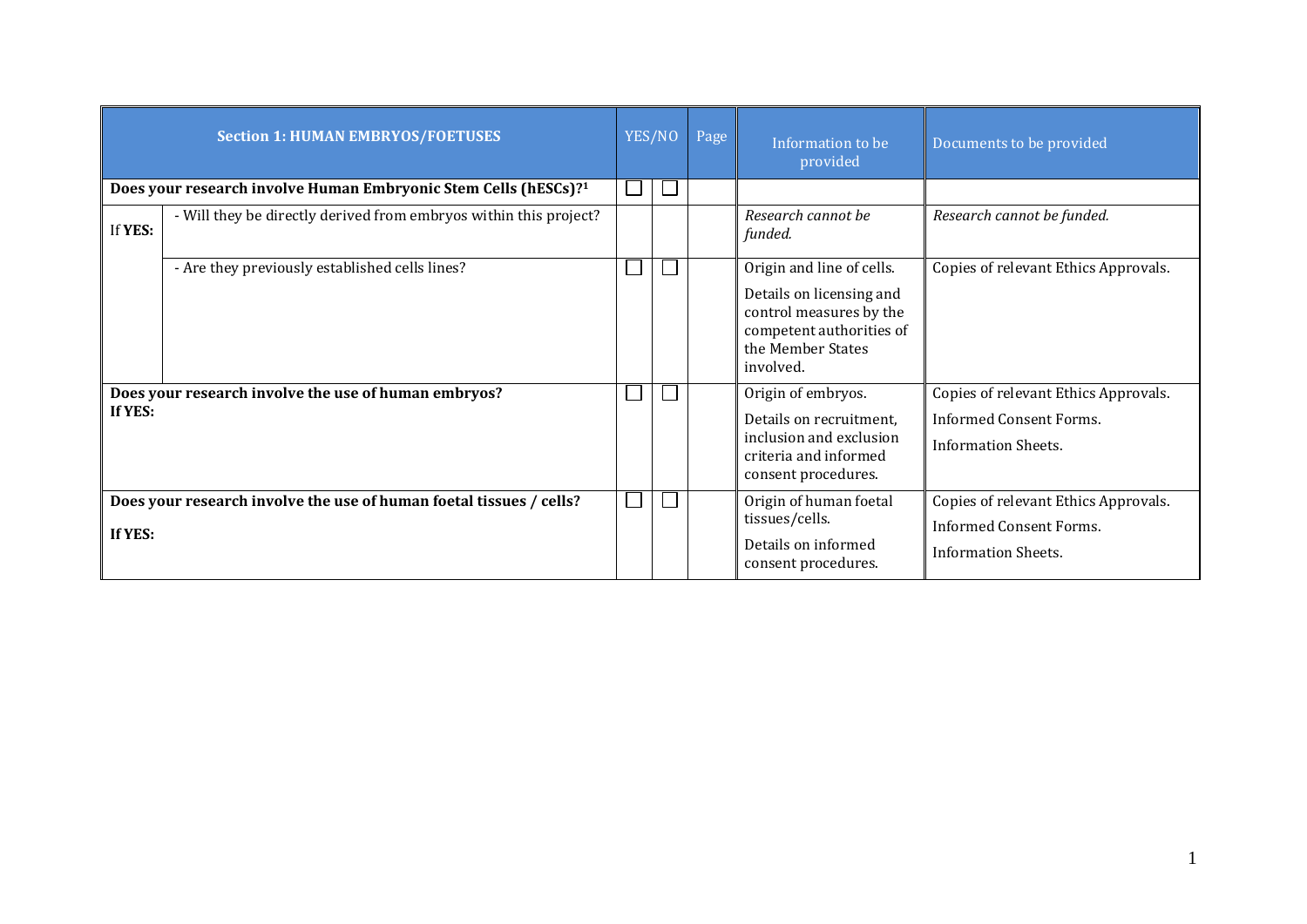| Section 1: HUMAN EMBRYOS/FOETUSES | | YES/NO | | Page | Information to be provided | Documents to be provided |
|---|---|---|---|---|---|---|
| **Does your research involve Human Embryonic Stem Cells (hESCs)?**[1] | | ☐ | ☐ | | | |
| If **YES:** | - Will they be directly derived from embryos within this project? | | | | *Research cannot be funded.* | *Research cannot be funded.* |
| | - Are they previously established cells lines? | ☐ | ☐ | | Origin and line of cells. Details on licensing and control measures by the competent authorities of the Member States involved. | Copies of relevant Ethics Approvals. |
| **Does your research involve the use of human embryos? If YES:** | | ☐ | ☐ | | Origin of embryos. Details on recruitment, inclusion and exclusion criteria and informed consent procedures. | Copies of relevant Ethics Approvals. Informed Consent Forms. Information Sheets. |
| **Does your research involve the use of human foetal tissues / cells? If YES:** | | ☐ | ☐ | | Origin of human foetal tissues/cells. Details on informed consent procedures. | Copies of relevant Ethics Approvals. Informed Consent Forms. Information Sheets. |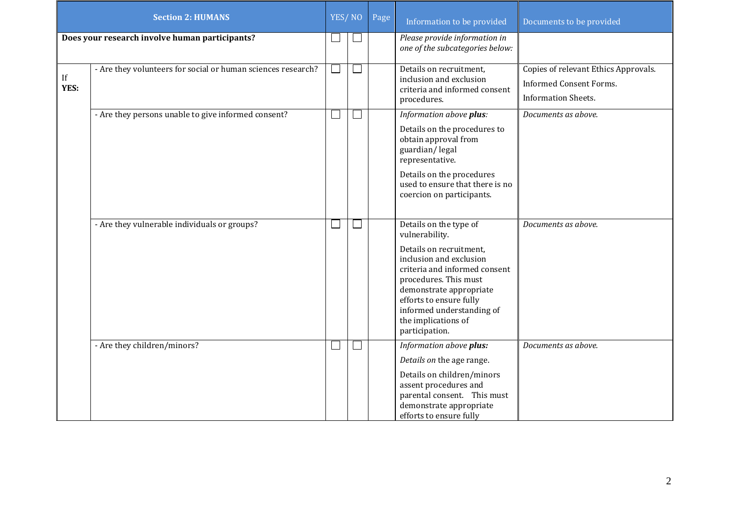| Section 2: HUMANS | | YES/ NO | | Page | Information to be provided | Documents to be provided |
|---|---|---|---|---|---|---|
| **Does your research involve human participants?** | | ☐ | ☐ | | *Please provide information in one of the subcategories below:* | |
| If **YES:** | - Are they volunteers for social or human sciences research? | ☐ | ☐ | | Details on recruitment, inclusion and exclusion criteria and informed consent procedures. | Copies of relevant Ethics Approvals. Informed Consent Forms. Information Sheets. |
| | - Are they persons unable to give informed consent? | ☐ | ☐ | | *Information above **plus**:* Details on the procedures to obtain approval from guardian/ legal representative. Details on the procedures used to ensure that there is no coercion on participants. | *Documents as above.* |
| | - Are they vulnerable individuals or groups? | ☐ | ☐ | | Details on the type of vulnerability. Details on recruitment, inclusion and exclusion criteria and informed consent procedures. This must demonstrate appropriate efforts to ensure fully informed understanding of the implications of participation. | *Documents as above.* |
| | - Are they children/minors? | ☐ | ☐ | | *Information above **plus:*** *Details on* the age range. Details on children/minors assent procedures and parental consent. This must demonstrate appropriate efforts to ensure fully | *Documents as above.* |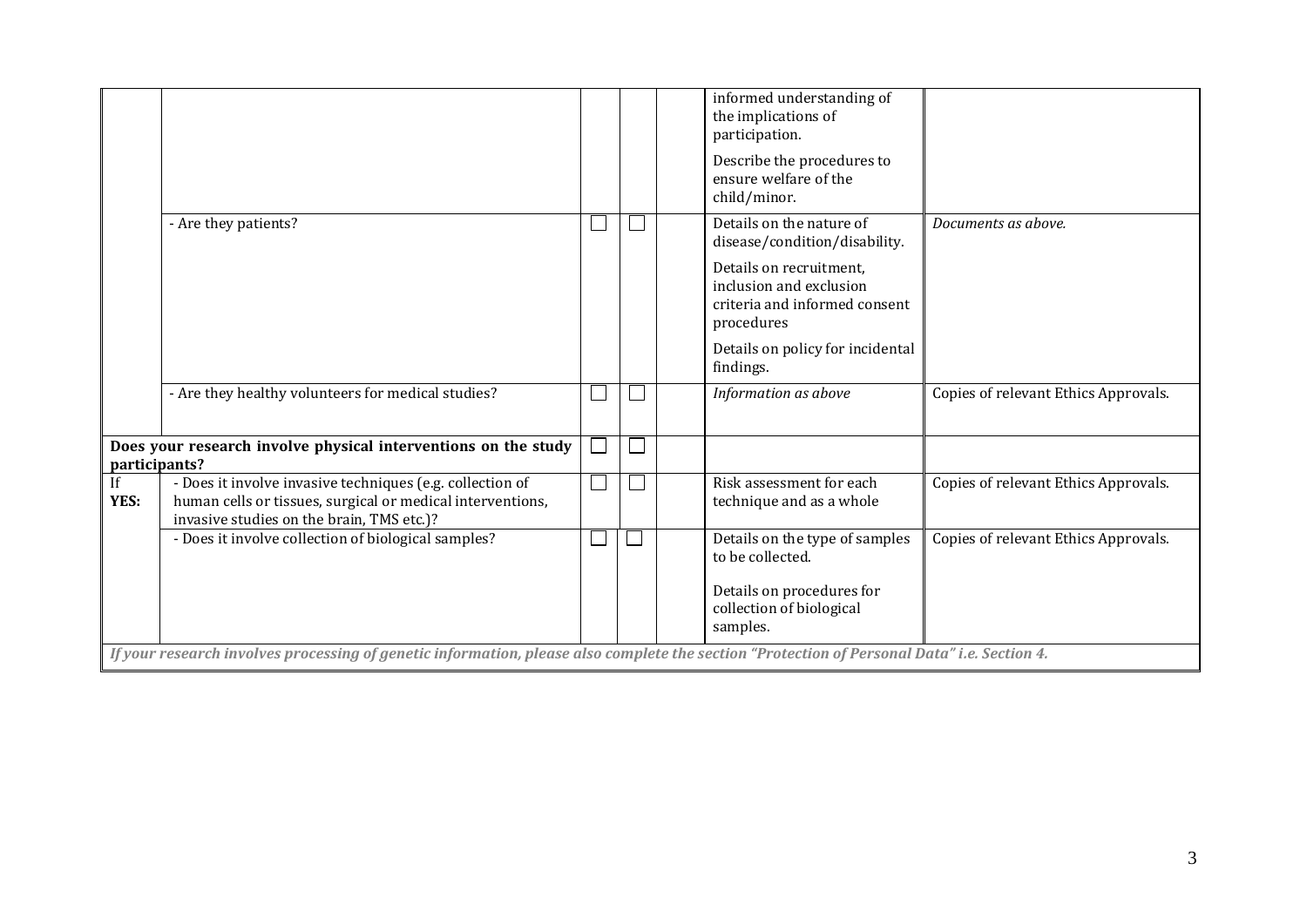|  |  |  |  |  |  |  |
|---|---|---|---|---|---|---|
|  |  |  |  |  | informed understanding of the implications of participation.<br><br>Describe the procedures to ensure welfare of the child/minor. |  |
|  | - Are they patients? | ☐ | ☐ |  | Details on the nature of disease/condition/disability.<br><br>Details on recruitment, inclusion and exclusion criteria and informed consent procedures<br><br>Details on policy for incidental findings. | *Documents as above.* |
|  | - Are they healthy volunteers for medical studies? | ☐ | ☐ |  | *Information as above* | Copies of relevant Ethics Approvals. |
| **Does your research involve physical interventions on the study participants?** |  | ☐ | ☐ |  |  |  |
| If **YES:** | - Does it involve invasive techniques (e.g. collection of human cells or tissues, surgical or medical interventions, invasive studies on the brain, TMS etc.)? | ☐ | ☐ |  | Risk assessment for each technique and as a whole | Copies of relevant Ethics Approvals. |
|  | - Does it involve collection of biological samples? | ☐ | ☐ |  | Details on the type of samples to be collected.<br><br>Details on procedures for collection of biological samples. | Copies of relevant Ethics Approvals. |
| ***If your research involves processing of genetic information, please also complete the section "Protection of Personal Data" i.e. Section 4.*** |  |  |  |  |  |  |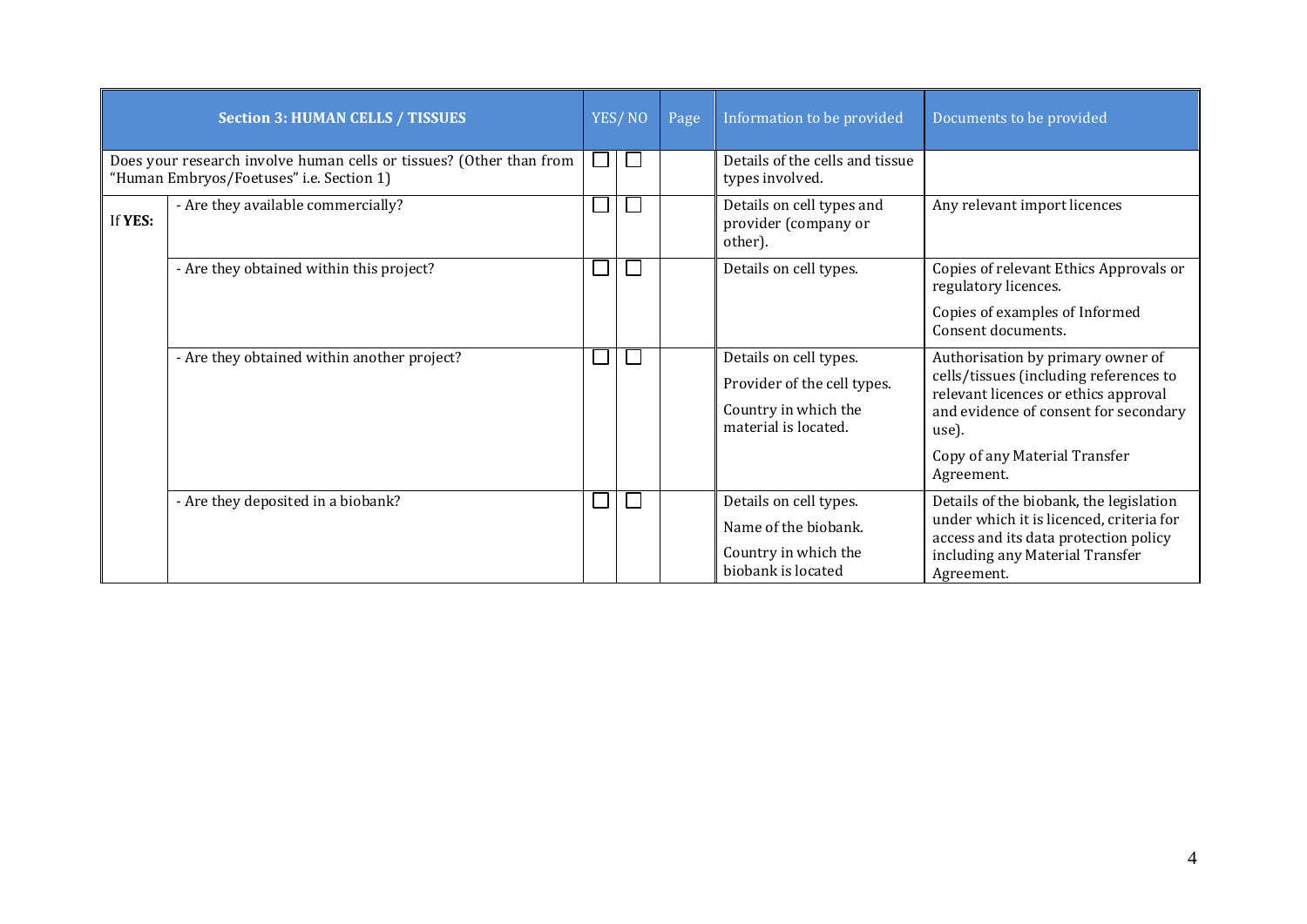| Section 3: HUMAN CELLS / TISSUES | | YES | NO | Page | Information to be provided | Documents to be provided |
|---|---|---|---|---|---|---|
| Does your research involve human cells or tissues? (Other than from "Human Embryos/Foetuses" i.e. Section 1) | | ☐ | ☐ | | Details of the cells and tissue types involved. | |
| If **YES:** | - Are they available commercially? | ☐ | ☐ | | Details on cell types and provider (company or other). | Any relevant import licences |
| | - Are they obtained within this project? | ☐ | ☐ | | Details on cell types. | Copies of relevant Ethics Approvals or regulatory licences.<br><br>Copies of examples of Informed Consent documents. |
| | - Are they obtained within another project? | ☐ | ☐ | | Details on cell types.<br><br>Provider of the cell types.<br><br>Country in which the material is located. | Authorisation by primary owner of cells/tissues (including references to relevant licences or ethics approval and evidence of consent for secondary use).<br><br>Copy of any Material Transfer Agreement. |
| | - Are they deposited in a biobank? | ☐ | ☐ | | Details on cell types.<br><br>Name of the biobank.<br><br>Country in which the biobank is located | Details of the biobank, the legislation under which it is licenced, criteria for access and its data protection policy including any Material Transfer Agreement. |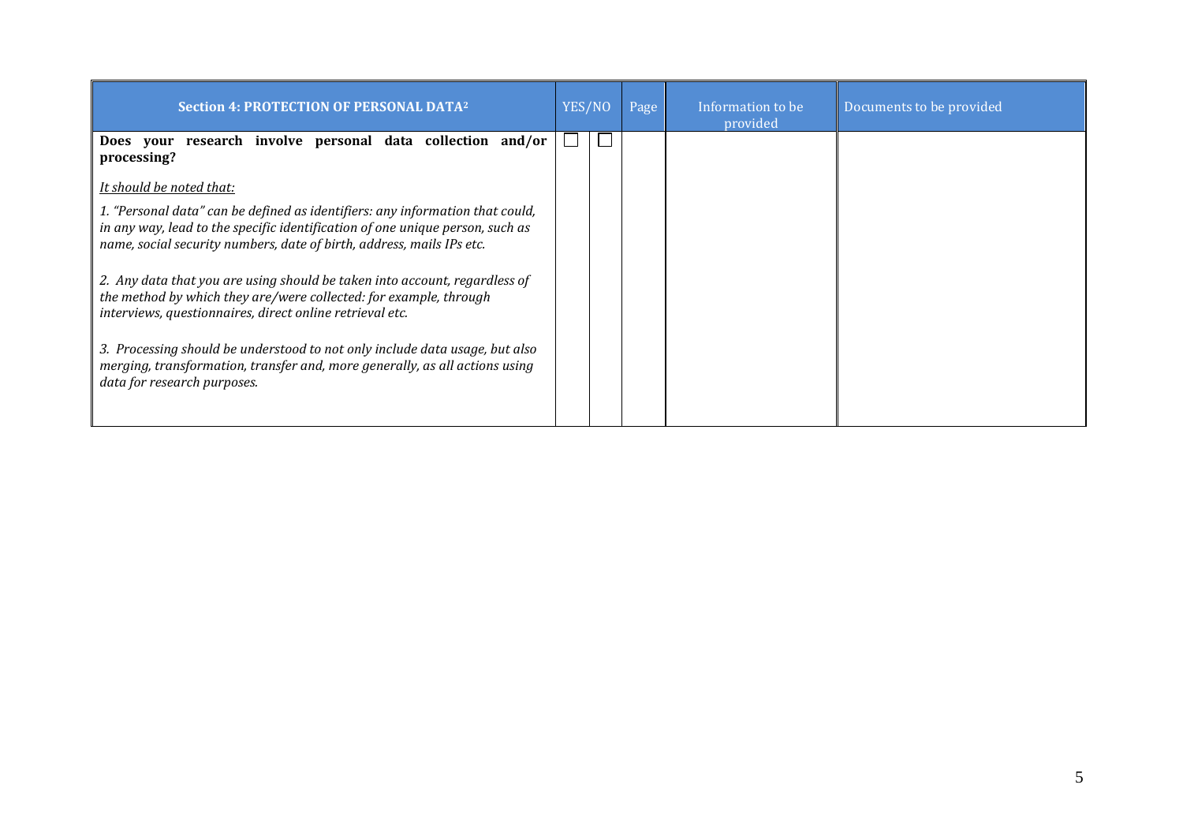| Section 4: PROTECTION OF PERSONAL DATA[2] | YES/NO | | Page | Information to be provided | Documents to be provided |
|---|---|---|---|---|---|
| **Does your research involve personal data collection and/or processing?**<br><br>*It should be noted that:*<br><br>*1. "Personal data" can be defined as identifiers: any information that could, in any way, lead to the specific identification of one unique person, such as name, social security numbers, date of birth, address, mails IPs etc.*<br><br>*2. Any data that you are using should be taken into account, regardless of the method by which they are/were collected: for example, through interviews, questionnaires, direct online retrieval etc.*<br><br>*3. Processing should be understood to not only include data usage, but also merging, transformation, transfer and, more generally, as all actions using data for research purposes.* | ☐ | ☐ | | | |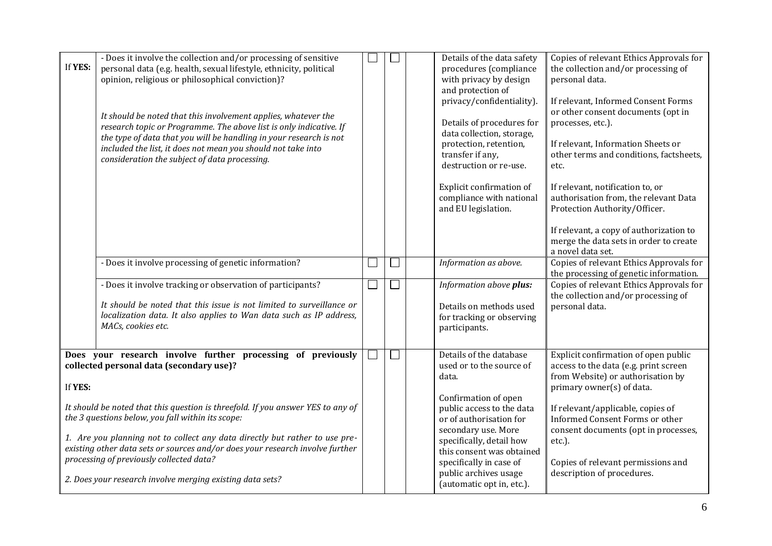| | | | | | | |
|---|---|---|---|---|---|---|
| If **YES:** | - Does it involve the collection and/or processing of sensitive personal data (e.g. health, sexual lifestyle, ethnicity, political opinion, religious or philosophical conviction)?<br><br>*It should be noted that this involvement applies, whatever the research topic or Programme. The above list is only indicative. If the type of data that you will be handling in your research is not included the list, it does not mean you should not take into consideration the subject of data processing.* | ☐ | ☐ | | Details of the data safety procedures (compliance with privacy by design and protection of privacy/confidentiality).<br><br>Details of procedures for data collection, storage, protection, retention, transfer if any, destruction or re-use.<br><br>Explicit confirmation of compliance with national and EU legislation. | Copies of relevant Ethics Approvals for the collection and/or processing of personal data.<br><br>If relevant, Informed Consent Forms or other consent documents (opt in processes, etc.).<br><br>If relevant, Information Sheets or other terms and conditions, factsheets, etc.<br><br>If relevant, notification to, or authorisation from, the relevant Data Protection Authority/Officer.<br><br>If relevant, a copy of authorization to merge the data sets in order to create a novel data set. |
| | - Does it involve processing of genetic information? | ☐ | ☐ | | *Information as above.* | Copies of relevant Ethics Approvals for the processing of genetic information. |
| | - Does it involve tracking or observation of participants?<br><br>*It should be noted that this issue is not limited to surveillance or localization data. It also applies to Wan data such as IP address, MACs, cookies etc.* | ☐ | ☐ | | *Information above **plus:***<br><br>Details on methods used for tracking or observing participants. | Copies of relevant Ethics Approvals for the collection and/or processing of personal data. |
| **Does your research involve further processing of previously collected personal data (secondary use)?**<br><br>If **YES:**<br><br>*It should be noted that this question is threefold. If you answer YES to any of the 3 questions below, you fall within its scope:*<br><br>*1. Are you planning not to collect any data directly but rather to use pre-existing other data sets or sources and/or does your research involve further processing of previously collected data?*<br><br>*2. Does your research involve merging existing data sets?* | | ☐ | ☐ | | Details of the database used or to the source of data.<br><br>Confirmation of open public access to the data or of authorisation for secondary use. More specifically, detail how this consent was obtained specifically in case of public archives usage (automatic opt in, etc.). | Explicit confirmation of open public access to the data (e.g. print screen from Website) or authorisation by primary owner(s) of data.<br><br>If relevant/applicable, copies of Informed Consent Forms or other consent documents (opt in processes, etc.).<br><br>Copies of relevant permissions and description of procedures. |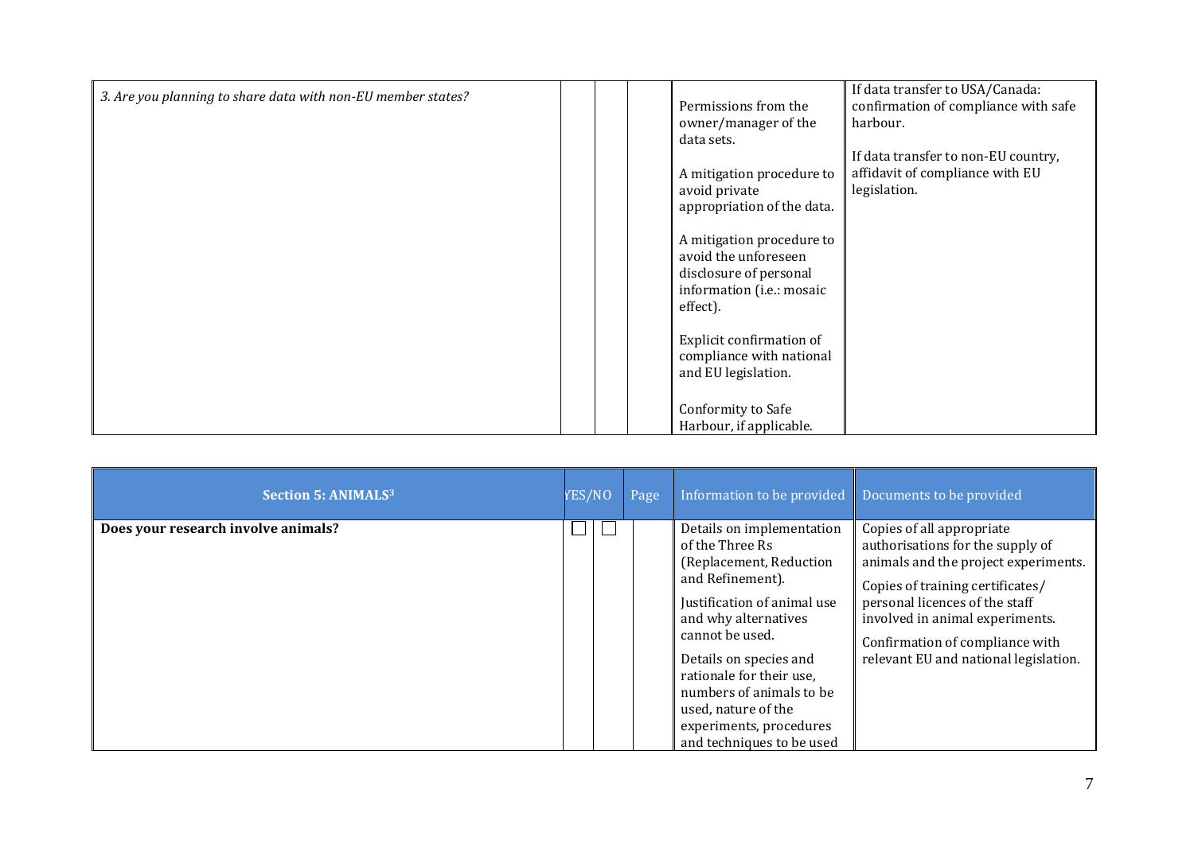| | | | | | |
|---|---|---|---|---|---|
| *3. Are you planning to share data with non-EU member states?* | | | | Permissions from the owner/manager of the data sets.<br><br>A mitigation procedure to avoid private appropriation of the data.<br><br>A mitigation procedure to avoid the unforeseen disclosure of personal information (i.e.: mosaic effect).<br><br>Explicit confirmation of compliance with national and EU legislation.<br><br>Conformity to Safe Harbour, if applicable. | If data transfer to USA/Canada: confirmation of compliance with safe harbour.<br><br>If data transfer to non-EU country, affidavit of compliance with EU legislation. |

| **Section 5: ANIMALS**[3] | YES/NO | | Page | Information to be provided | Documents to be provided |
|---|---|---|---|---|---|
| **Does your research involve animals?** | ☐ | ☐ | | Details on implementation of the Three Rs (Replacement, Reduction and Refinement).<br><br>Justification of animal use and why alternatives cannot be used.<br><br>Details on species and rationale for their use, numbers of animals to be used, nature of the experiments, procedures and techniques to be used | Copies of all appropriate authorisations for the supply of animals and the project experiments.<br><br>Copies of training certificates/ personal licences of the staff involved in animal experiments.<br><br>Confirmation of compliance with relevant EU and national legislation. |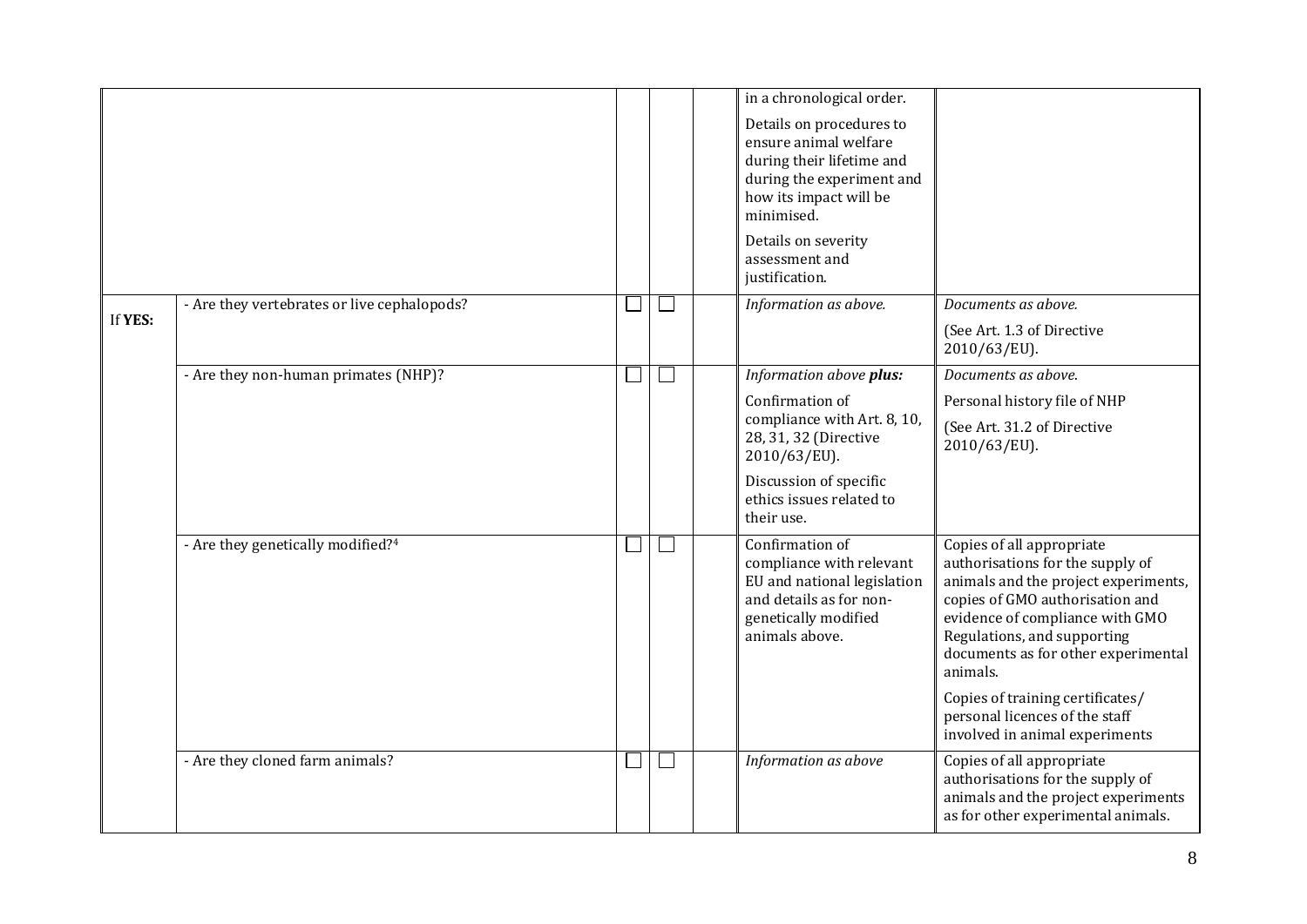| | | | | | | |
|---|---|---|---|---|---|---|
| | | | | | in a chronological order.<br><br>Details on procedures to ensure animal welfare during their lifetime and during the experiment and how its impact will be minimised.<br><br>Details on severity assessment and justification. | |
| If **YES:** | - Are they vertebrates or live cephalopods? | ☐ | ☐ | | *Information as above.* | *Documents as above.*<br><br>(See Art. 1.3 of Directive 2010/63/EU). |
| | - Are they non-human primates (NHP)? | ☐ | ☐ | | *Information above **plus:***<br><br>Confirmation of compliance with Art. 8, 10, 28, 31, 32 (Directive 2010/63/EU).<br><br>Discussion of specific ethics issues related to their use. | *Documents as above.*<br><br>Personal history file of NHP<br><br>(See Art. 31.2 of Directive 2010/63/EU). |
| | - Are they genetically modified?[4] | ☐ | ☐ | | Confirmation of compliance with relevant EU and national legislation and details as for non-genetically modified animals above. | Copies of all appropriate authorisations for the supply of animals and the project experiments, copies of GMO authorisation and evidence of compliance with GMO Regulations, and supporting documents as for other experimental animals.<br><br>Copies of training certificates/ personal licences of the staff involved in animal experiments |
| | - Are they cloned farm animals? | ☐ | ☐ | | *Information as above* | Copies of all appropriate authorisations for the supply of animals and the project experiments as for other experimental animals. |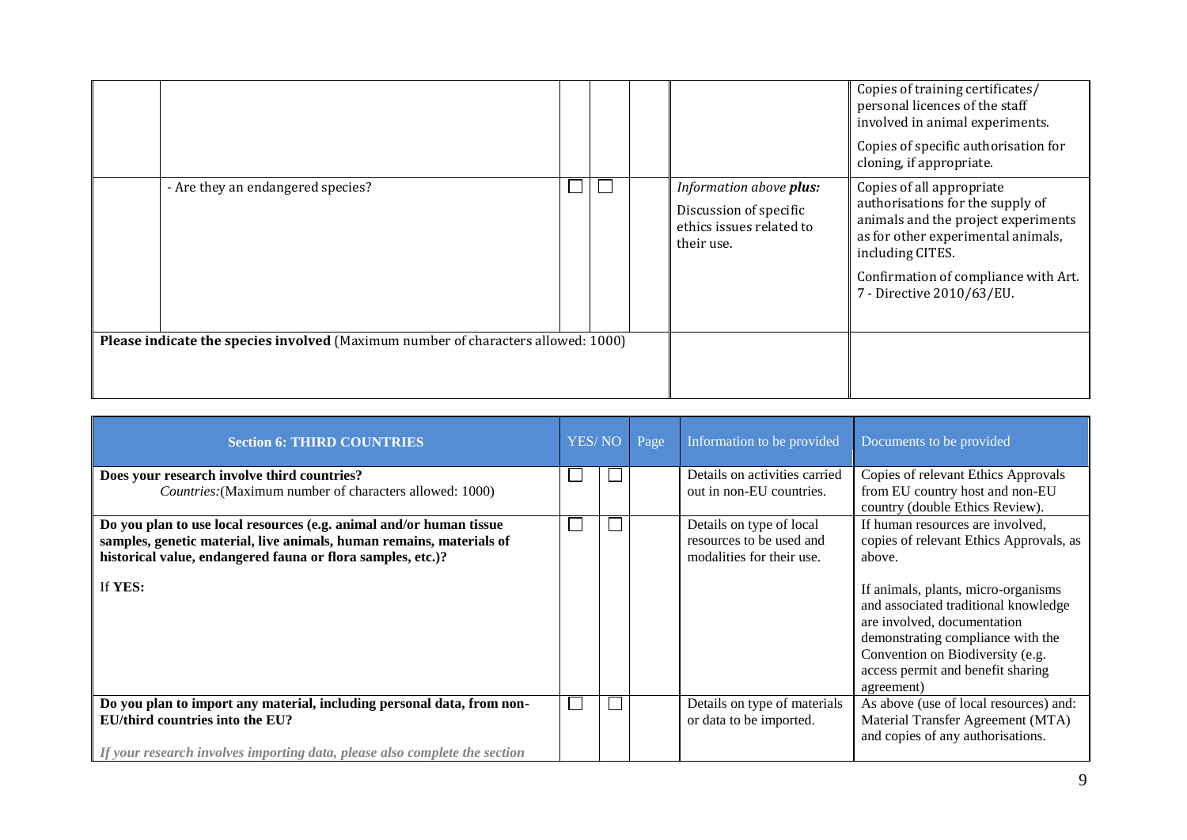| | | | | | | |
|---|---|---|---|---|---|---|
| | | ☐ | ☐ | | | Copies of training certificates/ personal licences of the staff involved in animal experiments.<br><br>Copies of specific authorisation for cloning, if appropriate. |
| | - Are they an endangered species? | ☐ | ☐ | | *Information above **plus:***<br><br>Discussion of specific ethics issues related to their use. | Copies of all appropriate authorisations for the supply of animals and the project experiments as for other experimental animals, including CITES.<br><br>Confirmation of compliance with Art. 7 - Directive 2010/63/EU. |
| **Please indicate the species involved** (Maximum number of characters allowed: 1000) | | | | | | |

| **Section 6: THIRD COUNTRIES** | YES/ | NO | Page | Information to be provided | Documents to be provided |
|---|---|---|---|---|---|
| **Does your research involve third countries?**<br>*Countries:*(Maximum number of characters allowed: 1000) | ☐ | ☐ | | Details on activities carried out in non-EU countries. | Copies of relevant Ethics Approvals from EU country host and non-EU country (double Ethics Review). |
| **Do you plan to use local resources (e.g. animal and/or human tissue samples, genetic material, live animals, human remains, materials of historical value, endangered fauna or flora samples, etc.)?**<br><br>If **YES:** | ☐ | ☐ | | Details on type of local resources to be used and modalities for their use. | If human resources are involved, copies of relevant Ethics Approvals, as above.<br><br>If animals, plants, micro-organisms and associated traditional knowledge are involved, documentation demonstrating compliance with the Convention on Biodiversity (e.g. access permit and benefit sharing agreement) |
| **Do you plan to import any material, including personal data, from non-EU/third countries into the EU?**<br><br>***If your research involves importing data, please also complete the section*** | ☐ | ☐ | | Details on type of materials or data to be imported. | As above (use of local resources) and: Material Transfer Agreement (MTA) and copies of any authorisations. |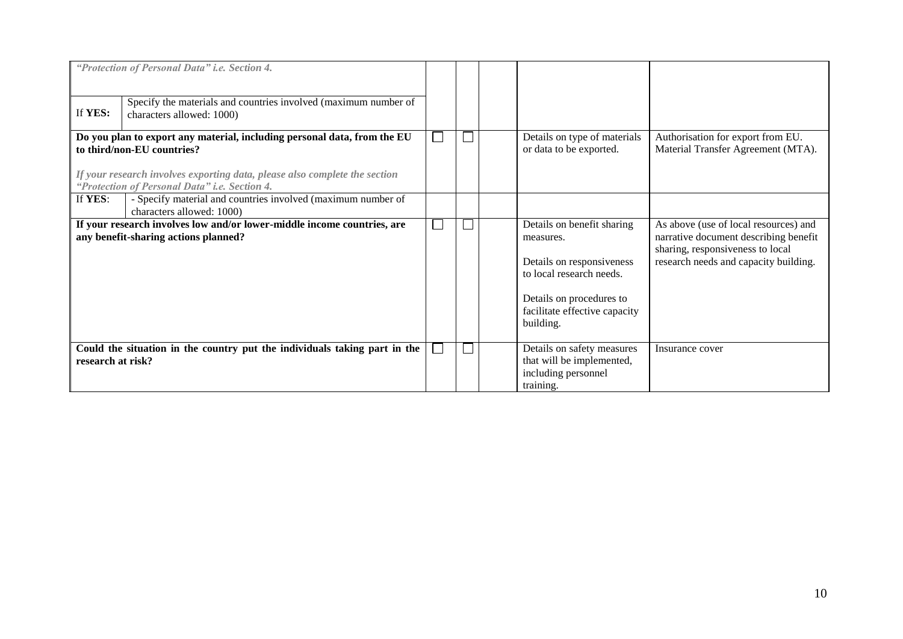| | | | | | | |
|---|---|---|---|---|---|---|
| *"Protection of Personal Data" i.e. Section 4.* | | | | | | |
| If **YES:** | Specify the materials and countries involved (maximum number of characters allowed: 1000) | | | | | |
| **Do you plan to export any material, including personal data, from the EU to third/non-EU countries?** <br><br> *If your research involves exporting data, please also complete the section "Protection of Personal Data" i.e. Section 4.* | | ☐ | ☐ | | Details on type of materials or data to be exported. | Authorisation for export from EU. Material Transfer Agreement (MTA). |
| If **YES**: | - Specify material and countries involved (maximum number of characters allowed: 1000) | | | | | |
| **If your research involves low and/or lower-middle income countries, are any benefit-sharing actions planned?** | | ☐ | ☐ | | Details on benefit sharing measures. <br><br> Details on responsiveness to local research needs. <br><br> Details on procedures to facilitate effective capacity building. | As above (use of local resources) and narrative document describing benefit sharing, responsiveness to local research needs and capacity building. |
| **Could the situation in the country put the individuals taking part in the research at risk?** | | ☐ | ☐ | | Details on safety measures that will be implemented, including personnel training. | Insurance cover |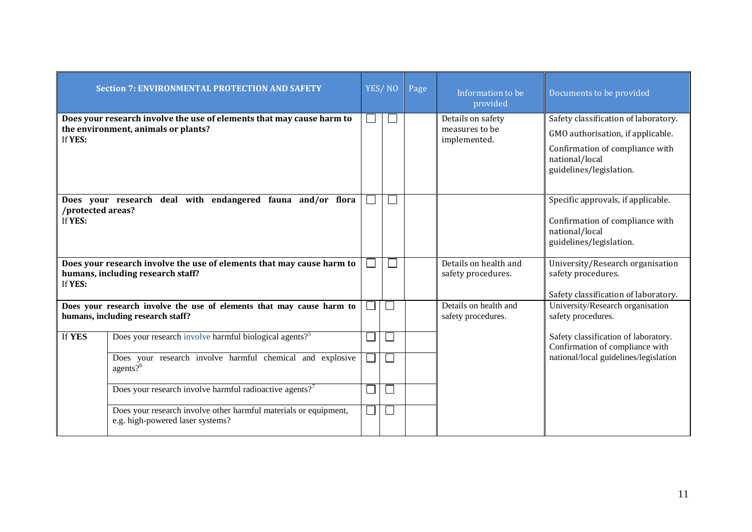| Section 7: ENVIRONMENTAL PROTECTION AND SAFETY | | YES/ NO | | Page | Information to be provided | Documents to be provided |
|---|---|---|---|---|---|---|
| **Does your research involve the use of elements that may cause harm to the environment, animals or plants?** If **YES:** | | ☐ | ☐ | | Details on safety measures to be implemented. | Safety classification of laboratory. GMO authorisation, if applicable. Confirmation of compliance with national/local guidelines/legislation. |
| **Does your research deal with endangered fauna and/or flora /protected areas?** If **YES:** | | ☐ | ☐ | | | Specific approvals, if applicable. Confirmation of compliance with national/local guidelines/legislation. |
| **Does your research involve the use of elements that may cause harm to humans, including research staff?** If **YES:** | | ☐ | ☐ | | Details on health and safety procedures. | University/Research organisation safety procedures. Safety classification of laboratory. |
| **Does your research involve the use of elements that may cause harm to humans, including research staff?** | | ☐ | ☐ | | Details on health and safety procedures. | University/Research organisation safety procedures. Safety classification of laboratory. Confirmation of compliance with national/local guidelines/legislation |
| If **YES** | Does your research involve harmful biological agents?[5] | ☐ | ☐ | | | |
| | Does your research involve harmful chemical and explosive agents?[6] | ☐ | ☐ | | | |
| | Does your research involve harmful radioactive agents?[7] | ☐ | ☐ | | | |
| | Does your research involve other harmful materials or equipment, e.g. high-powered laser systems? | ☐ | ☐ | | | |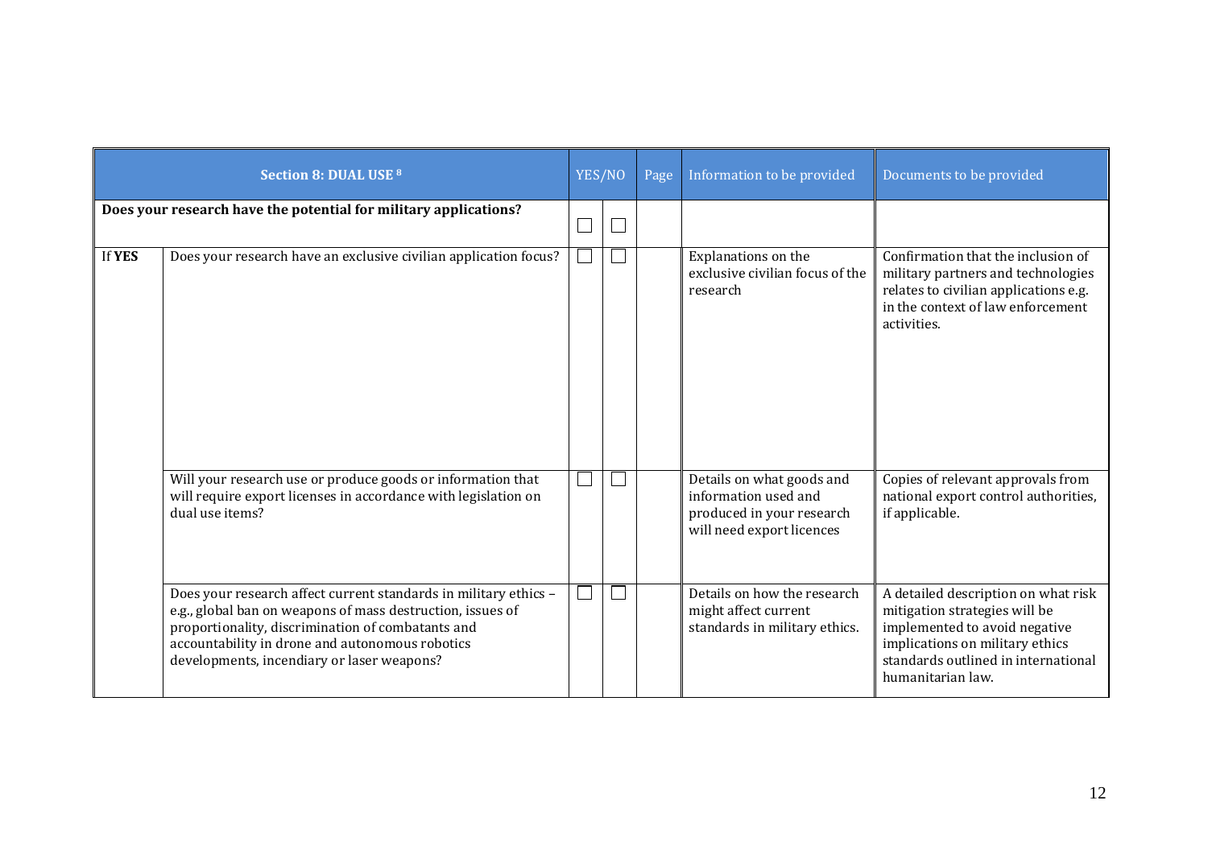| Section 8: DUAL USE [8] | | YES/NO | | Page | Information to be provided | Documents to be provided |
|---|---|---|---|---|---|---|
| **Does your research have the potential for military applications?** | | ☐ | ☐ | | | |
| If **YES** | Does your research have an exclusive civilian application focus? | ☐ | ☐ | | Explanations on the exclusive civilian focus of the research | Confirmation that the inclusion of military partners and technologies relates to civilian applications e.g. in the context of law enforcement activities. |
| | Will your research use or produce goods or information that will require export licenses in accordance with legislation on dual use items? | ☐ | ☐ | | Details on what goods and information used and produced in your research will need export licences | Copies of relevant approvals from national export control authorities, if applicable. |
| | Does your research affect current standards in military ethics – e.g., global ban on weapons of mass destruction, issues of proportionality, discrimination of combatants and accountability in drone and autonomous robotics developments, incendiary or laser weapons? | ☐ | ☐ | | Details on how the research might affect current standards in military ethics. | A detailed description on what risk mitigation strategies will be implemented to avoid negative implications on military ethics standards outlined in international humanitarian law. |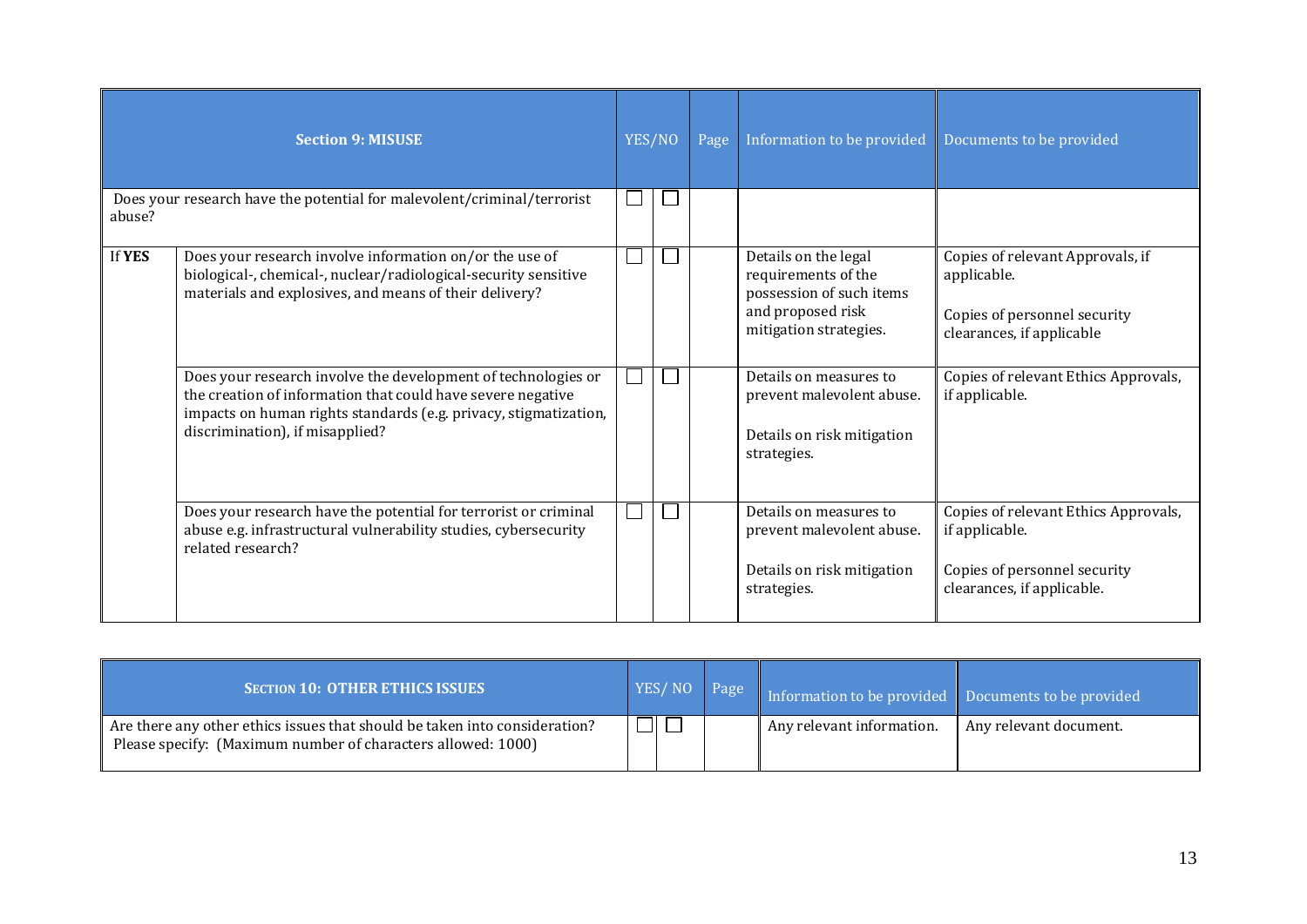| Section 9: MISUSE | | YES/NO | | Page | Information to be provided | Documents to be provided |
|---|---|---|---|---|---|---|
| Does your research have the potential for malevolent/criminal/terrorist abuse? | | ☐ | ☐ | | | |
| If **YES** | Does your research involve information on/or the use of biological-, chemical-, nuclear/radiological-security sensitive materials and explosives, and means of their delivery? | ☐ | ☐ | | Details on the legal requirements of the possession of such items and proposed risk mitigation strategies. | Copies of relevant Approvals, if applicable.<br><br>Copies of personnel security clearances, if applicable |
| | Does your research involve the development of technologies or the creation of information that could have severe negative impacts on human rights standards (e.g. privacy, stigmatization, discrimination), if misapplied? | ☐ | ☐ | | Details on measures to prevent malevolent abuse.<br><br>Details on risk mitigation strategies. | Copies of relevant Ethics Approvals, if applicable. |
| | Does your research have the potential for terrorist or criminal abuse e.g. infrastructural vulnerability studies, cybersecurity related research? | ☐ | ☐ | | Details on measures to prevent malevolent abuse.<br><br>Details on risk mitigation strategies. | Copies of relevant Ethics Approvals, if applicable.<br><br>Copies of personnel security clearances, if applicable. |

| SECTION 10: OTHER ETHICS ISSUES | YES/ NO | | Page | Information to be provided | Documents to be provided |
|---|---|---|---|---|---|
| Are there any other ethics issues that should be taken into consideration? Please specify: (Maximum number of characters allowed: 1000) | ☐ | ☐ | | Any relevant information. | Any relevant document. |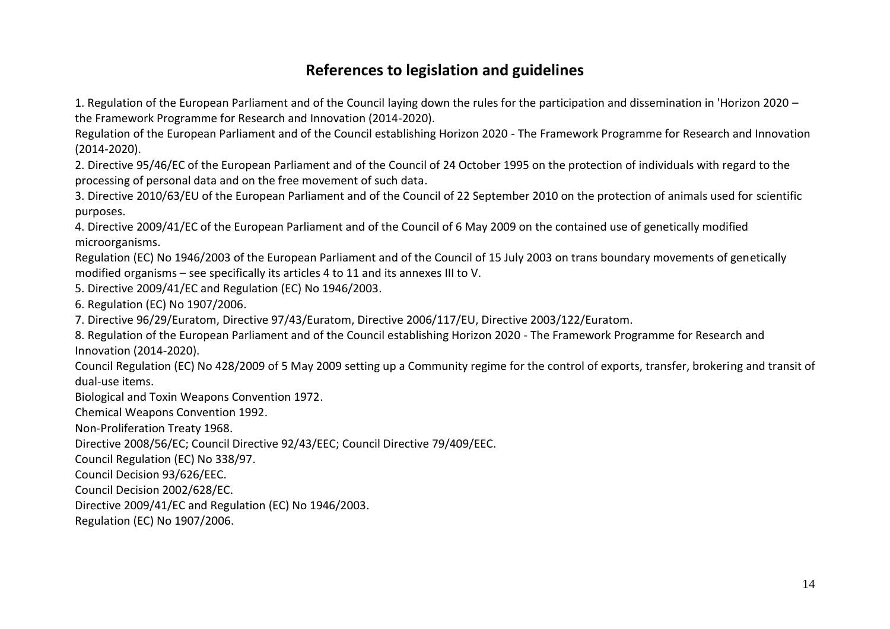## References to legislation and guidelines

1. Regulation of the European Parliament and of the Council laying down the rules for the participation and dissemination in 'Horizon 2020 – the Framework Programme for Research and Innovation (2014-2020).

Regulation of the European Parliament and of the Council establishing Horizon 2020 - The Framework Programme for Research and Innovation (2014-2020).

2. Directive 95/46/EC of the European Parliament and of the Council of 24 October 1995 on the protection of individuals with regard to the processing of personal data and on the free movement of such data.

3. Directive 2010/63/EU of the European Parliament and of the Council of 22 September 2010 on the protection of animals used for scientific purposes.

4. Directive 2009/41/EC of the European Parliament and of the Council of 6 May 2009 on the contained use of genetically modified microorganisms.

Regulation (EC) No 1946/2003 of the European Parliament and of the Council of 15 July 2003 on trans boundary movements of genetically modified organisms – see specifically its articles 4 to 11 and its annexes III to V.

5. Directive 2009/41/EC and Regulation (EC) No 1946/2003.

6. Regulation (EC) No 1907/2006.

7. Directive 96/29/Euratom, Directive 97/43/Euratom, Directive 2006/117/EU, Directive 2003/122/Euratom.

8. Regulation of the European Parliament and of the Council establishing Horizon 2020 - The Framework Programme for Research and Innovation (2014-2020).

Council Regulation (EC) No 428/2009 of 5 May 2009 setting up a Community regime for the control of exports, transfer, brokering and transit of dual-use items.

Biological and Toxin Weapons Convention 1972.

Chemical Weapons Convention 1992.

Non-Proliferation Treaty 1968.

Directive 2008/56/EC; Council Directive 92/43/EEC; Council Directive 79/409/EEC.

Council Regulation (EC) No 338/97.

Council Decision 93/626/EEC.

Council Decision 2002/628/EC.

Directive 2009/41/EC and Regulation (EC) No 1946/2003.

Regulation (EC) No 1907/2006.